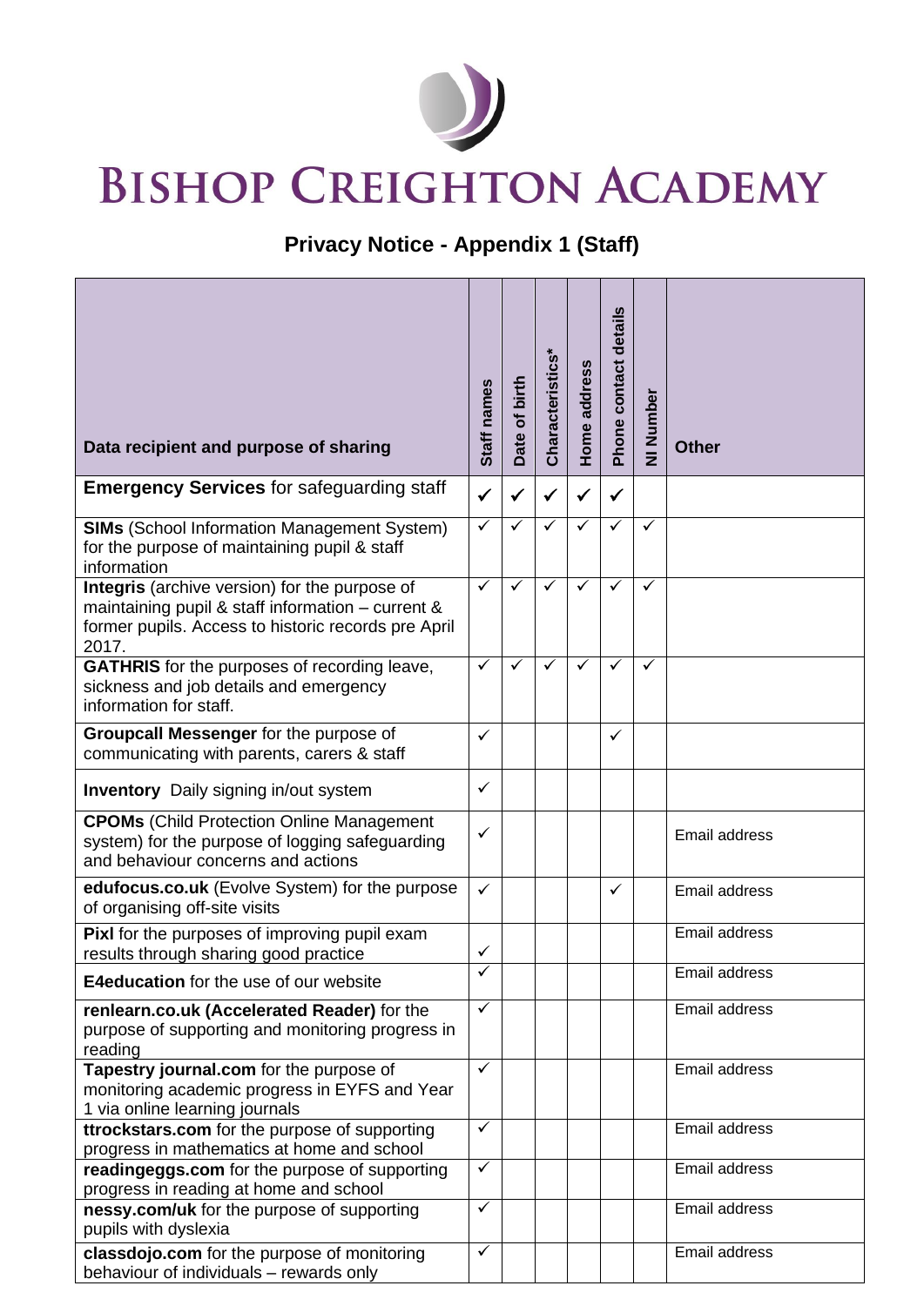# BISHOP CREIGHTON ACADEMY

## Privacy Notice - Appendix 1 (Staff)

| Data recipient and purpose of sharing | Staff names | Date of birth | Characteristics* | Home address | Phone contact details | NI Number | Other |
|---|---|---|---|---|---|---|---|
| **Emergency Services** for safeguarding staff | ✓ | ✓ | ✓ | ✓ | ✓ | | |
| **SIMs** (School Information Management System) for the purpose of maintaining pupil & staff information | ✓ | ✓ | ✓ | ✓ | ✓ | ✓ | |
| **Integris** (archive version) for the purpose of maintaining pupil & staff information – current & former pupils. Access to historic records pre April 2017. | ✓ | ✓ | ✓ | ✓ | ✓ | ✓ | |
| **GATHRIS** for the purposes of recording leave, sickness and job details and emergency information for staff. | ✓ | ✓ | ✓ | ✓ | ✓ | ✓ | |
| **Groupcall Messenger** for the purpose of communicating with parents, carers & staff | ✓ | | | | ✓ | | |
| **Inventory** Daily signing in/out system | ✓ | | | | | | |
| **CPOMs** (Child Protection Online Management system) for the purpose of logging safeguarding and behaviour concerns and actions | ✓ | | | | | | Email address |
| **edufocus.co.uk** (Evolve System) for the purpose of organising off-site visits | ✓ | | | | ✓ | | Email address |
| **Pixl** for the purposes of improving pupil exam results through sharing good practice | ✓ | | | | | | Email address |
| **E4education** for the use of our website | ✓ | | | | | | Email address |
| **renlearn.co.uk (Accelerated Reader)** for the purpose of supporting and monitoring progress in reading | ✓ | | | | | | Email address |
| **Tapestry journal.com** for the purpose of monitoring academic progress in EYFS and Year 1 via online learning journals | ✓ | | | | | | Email address |
| **ttrockstars.com** for the purpose of supporting progress in mathematics at home and school | ✓ | | | | | | Email address |
| **readingeggs.com** for the purpose of supporting progress in reading at home and school | ✓ | | | | | | Email address |
| **nessy.com/uk** for the purpose of supporting pupils with dyslexia | ✓ | | | | | | Email address |
| **classdojo.com** for the purpose of monitoring behaviour of individuals – rewards only | ✓ | | | | | | Email address |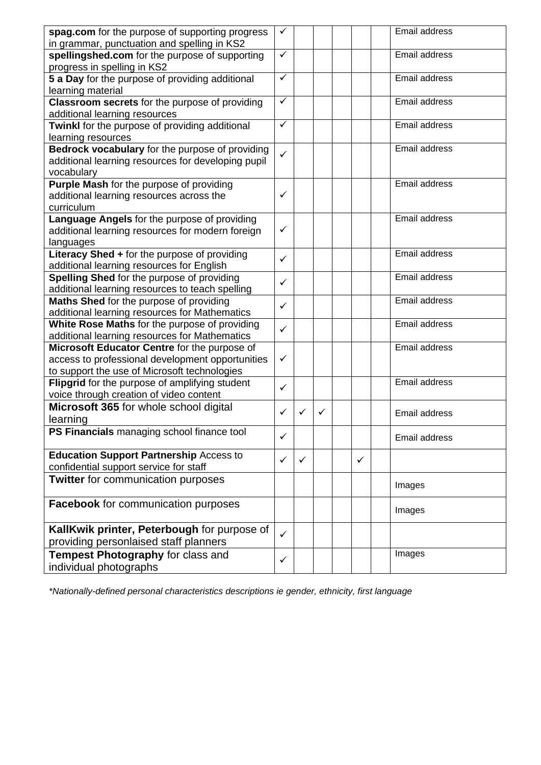| | | | | | | | |
|---|---|---|---|---|---|---|---|
| **spag.com** for the purpose of supporting progress in grammar, punctuation and spelling in KS2 | ✓ | | | | | | Email address |
| **spellingshed.com** for the purpose of supporting progress in spelling in KS2 | ✓ | | | | | | Email address |
| **5 a Day** for the purpose of providing additional learning material | ✓ | | | | | | Email address |
| **Classroom secrets** for the purpose of providing additional learning resources | ✓ | | | | | | Email address |
| **Twinkl** for the purpose of providing additional learning resources | ✓ | | | | | | Email address |
| **Bedrock vocabulary** for the purpose of providing additional learning resources for developing pupil vocabulary | ✓ | | | | | | Email address |
| **Purple Mash** for the purpose of providing additional learning resources across the curriculum | ✓ | | | | | | Email address |
| **Language Angels** for the purpose of providing additional learning resources for modern foreign languages | ✓ | | | | | | Email address |
| **Literacy Shed +** for the purpose of providing additional learning resources for English | ✓ | | | | | | Email address |
| **Spelling Shed** for the purpose of providing additional learning resources to teach spelling | ✓ | | | | | | Email address |
| **Maths Shed** for the purpose of providing additional learning resources for Mathematics | ✓ | | | | | | Email address |
| **White Rose Maths** for the purpose of providing additional learning resources for Mathematics | ✓ | | | | | | Email address |
| **Microsoft Educator Centre** for the purpose of access to professional development opportunities to support the use of Microsoft technologies | ✓ | | | | | | Email address |
| **Flipgrid** for the purpose of amplifying student voice through creation of video content | ✓ | | | | | | Email address |
| **Microsoft 365** for whole school digital learning | ✓ | ✓ | ✓ | | | | Email address |
| **PS Financials** managing school finance tool | ✓ | | | | | | Email address |
| **Education Support Partnership** Access to confidential support service for staff | ✓ | ✓ | | | ✓ | | |
| **Twitter** for communication purposes | | | | | | | Images |
| **Facebook** for communication purposes | | | | | | | Images |
| **KallKwik printer, Peterbough** for purpose of providing personlaised staff planners | ✓ | | | | | | |
| **Tempest Photography** for class and individual photographs | ✓ | | | | | | Images |

*\*Nationally-defined personal characteristics descriptions ie gender, ethnicity, first language*